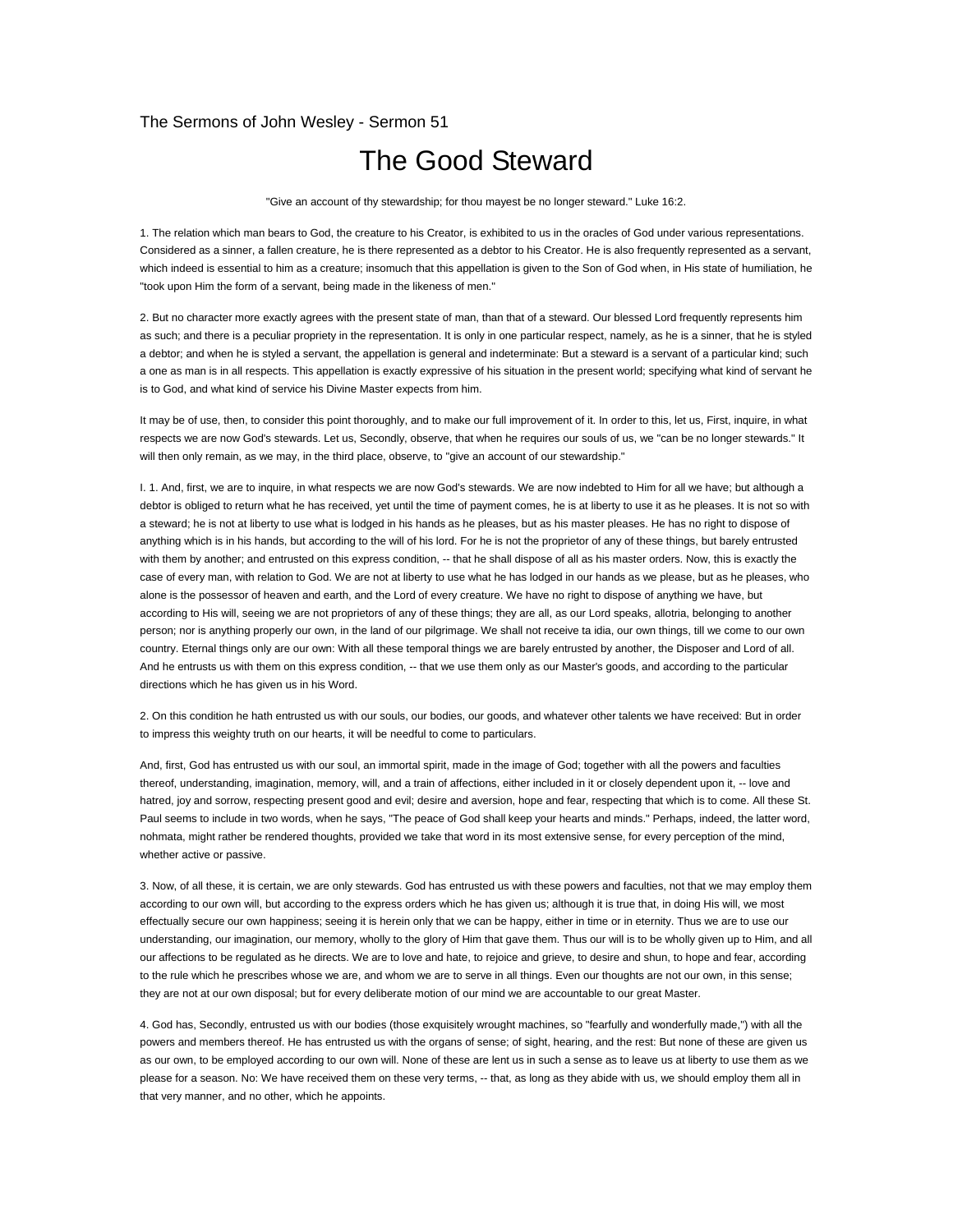The Sermons of John Wesley - Sermon 51

# The Good Steward

"Give an account of thy stewardship; for thou mayest be no longer steward." Luke 16:2.

1. The relation which man bears to God, the creature to his Creator, is exhibited to us in the oracles of God under various representations. Considered as a sinner, a fallen creature, he is there represented as a debtor to his Creator. He is also frequently represented as a servant, which indeed is essential to him as a creature; insomuch that this appellation is given to the Son of God when, in His state of humiliation, he "took upon Him the form of a servant, being made in the likeness of men."

2. But no character more exactly agrees with the present state of man, than that of a steward. Our blessed Lord frequently represents him as such; and there is a peculiar propriety in the representation. It is only in one particular respect, namely, as he is a sinner, that he is styled a debtor; and when he is styled a servant, the appellation is general and indeterminate: But a steward is a servant of a particular kind; such a one as man is in all respects. This appellation is exactly expressive of his situation in the present world; specifying what kind of servant he is to God, and what kind of service his Divine Master expects from him.

It may be of use, then, to consider this point thoroughly, and to make our full improvement of it. In order to this, let us, First, inquire, in what respects we are now God's stewards. Let us, Secondly, observe, that when he requires our souls of us, we "can be no longer stewards." It will then only remain, as we may, in the third place, observe, to "give an account of our stewardship."

I. 1. And, first, we are to inquire, in what respects we are now God's stewards. We are now indebted to Him for all we have; but although a debtor is obliged to return what he has received, yet until the time of payment comes, he is at liberty to use it as he pleases. It is not so with a steward; he is not at liberty to use what is lodged in his hands as he pleases, but as his master pleases. He has no right to dispose of anything which is in his hands, but according to the will of his lord. For he is not the proprietor of any of these things, but barely entrusted with them by another; and entrusted on this express condition, -- that he shall dispose of all as his master orders. Now, this is exactly the case of every man, with relation to God. We are not at liberty to use what he has lodged in our hands as we please, but as he pleases, who alone is the possessor of heaven and earth, and the Lord of every creature. We have no right to dispose of anything we have, but according to His will, seeing we are not proprietors of any of these things; they are all, as our Lord speaks, allotria, belonging to another person; nor is anything properly our own, in the land of our pilgrimage. We shall not receive ta idia, our own things, till we come to our own country. Eternal things only are our own: With all these temporal things we are barely entrusted by another, the Disposer and Lord of all. And he entrusts us with them on this express condition, -- that we use them only as our Master's goods, and according to the particular directions which he has given us in his Word.

2. On this condition he hath entrusted us with our souls, our bodies, our goods, and whatever other talents we have received: But in order to impress this weighty truth on our hearts, it will be needful to come to particulars.

And, first, God has entrusted us with our soul, an immortal spirit, made in the image of God; together with all the powers and faculties thereof, understanding, imagination, memory, will, and a train of affections, either included in it or closely dependent upon it, -- love and hatred, joy and sorrow, respecting present good and evil; desire and aversion, hope and fear, respecting that which is to come. All these St. Paul seems to include in two words, when he says, "The peace of God shall keep your hearts and minds." Perhaps, indeed, the latter word, nohmata, might rather be rendered thoughts, provided we take that word in its most extensive sense, for every perception of the mind, whether active or passive.

3. Now, of all these, it is certain, we are only stewards. God has entrusted us with these powers and faculties, not that we may employ them according to our own will, but according to the express orders which he has given us; although it is true that, in doing His will, we most effectually secure our own happiness; seeing it is herein only that we can be happy, either in time or in eternity. Thus we are to use our understanding, our imagination, our memory, wholly to the glory of Him that gave them. Thus our will is to be wholly given up to Him, and all our affections to be regulated as he directs. We are to love and hate, to rejoice and grieve, to desire and shun, to hope and fear, according to the rule which he prescribes whose we are, and whom we are to serve in all things. Even our thoughts are not our own, in this sense; they are not at our own disposal; but for every deliberate motion of our mind we are accountable to our great Master.

4. God has, Secondly, entrusted us with our bodies (those exquisitely wrought machines, so "fearfully and wonderfully made,") with all the powers and members thereof. He has entrusted us with the organs of sense; of sight, hearing, and the rest: But none of these are given us as our own, to be employed according to our own will. None of these are lent us in such a sense as to leave us at liberty to use them as we please for a season. No: We have received them on these very terms, -- that, as long as they abide with us, we should employ them all in that very manner, and no other, which he appoints.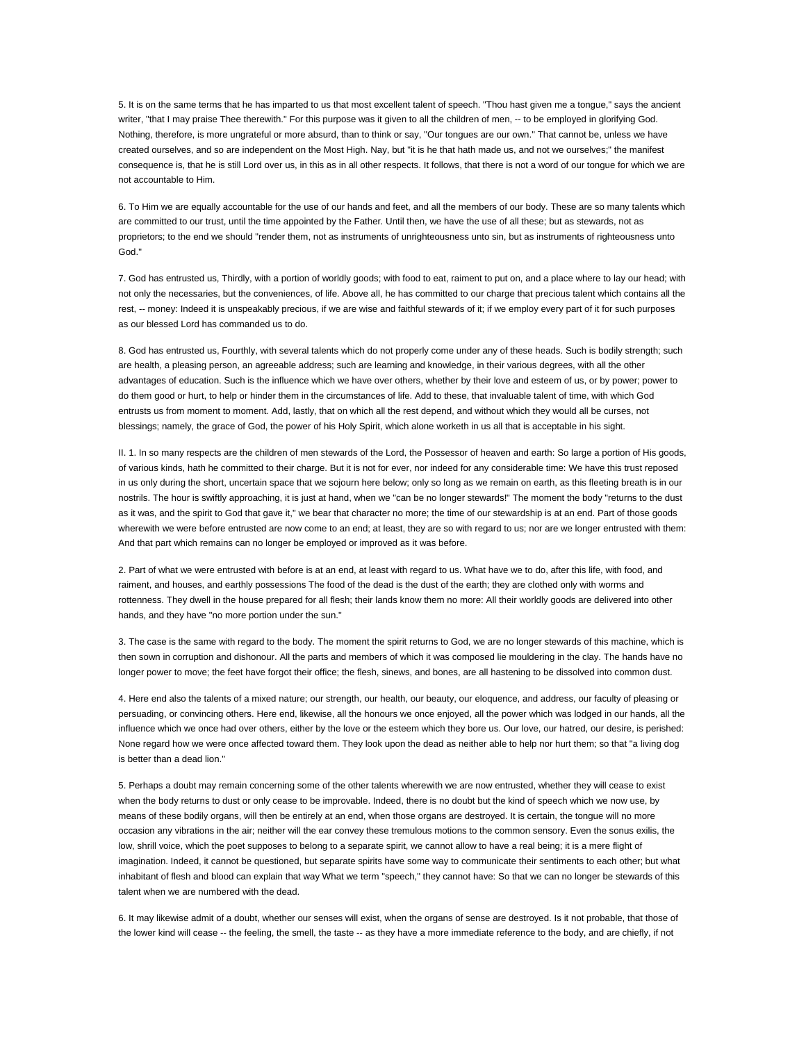5. It is on the same terms that he has imparted to us that most excellent talent of speech. "Thou hast given me a tongue," says the ancient writer, "that I may praise Thee therewith." For this purpose was it given to all the children of men, -- to be employed in glorifying God. Nothing, therefore, is more ungrateful or more absurd, than to think or say, "Our tongues are our own." That cannot be, unless we have created ourselves, and so are independent on the Most High. Nay, but "it is he that hath made us, and not we ourselves;" the manifest consequence is, that he is still Lord over us, in this as in all other respects. It follows, that there is not a word of our tongue for which we are not accountable to Him.

6. To Him we are equally accountable for the use of our hands and feet, and all the members of our body. These are so many talents which are committed to our trust, until the time appointed by the Father. Until then, we have the use of all these; but as stewards, not as proprietors; to the end we should "render them, not as instruments of unrighteousness unto sin, but as instruments of righteousness unto God."

7. God has entrusted us, Thirdly, with a portion of worldly goods; with food to eat, raiment to put on, and a place where to lay our head; with not only the necessaries, but the conveniences, of life. Above all, he has committed to our charge that precious talent which contains all the rest, -- money: Indeed it is unspeakably precious, if we are wise and faithful stewards of it; if we employ every part of it for such purposes as our blessed Lord has commanded us to do.

8. God has entrusted us, Fourthly, with several talents which do not properly come under any of these heads. Such is bodily strength; such are health, a pleasing person, an agreeable address; such are learning and knowledge, in their various degrees, with all the other advantages of education. Such is the influence which we have over others, whether by their love and esteem of us, or by power; power to do them good or hurt, to help or hinder them in the circumstances of life. Add to these, that invaluable talent of time, with which God entrusts us from moment to moment. Add, lastly, that on which all the rest depend, and without which they would all be curses, not blessings; namely, the grace of God, the power of his Holy Spirit, which alone worketh in us all that is acceptable in his sight.

II. 1. In so many respects are the children of men stewards of the Lord, the Possessor of heaven and earth: So large a portion of His goods, of various kinds, hath he committed to their charge. But it is not for ever, nor indeed for any considerable time: We have this trust reposed in us only during the short, uncertain space that we sojourn here below; only so long as we remain on earth, as this fleeting breath is in our nostrils. The hour is swiftly approaching, it is just at hand, when we "can be no longer stewards!" The moment the body "returns to the dust as it was, and the spirit to God that gave it," we bear that character no more; the time of our stewardship is at an end. Part of those goods wherewith we were before entrusted are now come to an end; at least, they are so with regard to us; nor are we longer entrusted with them: And that part which remains can no longer be employed or improved as it was before.

2. Part of what we were entrusted with before is at an end, at least with regard to us. What have we to do, after this life, with food, and raiment, and houses, and earthly possessions The food of the dead is the dust of the earth; they are clothed only with worms and rottenness. They dwell in the house prepared for all flesh; their lands know them no more: All their worldly goods are delivered into other hands, and they have "no more portion under the sun."

3. The case is the same with regard to the body. The moment the spirit returns to God, we are no longer stewards of this machine, which is then sown in corruption and dishonour. All the parts and members of which it was composed lie mouldering in the clay. The hands have no longer power to move; the feet have forgot their office; the flesh, sinews, and bones, are all hastening to be dissolved into common dust.

4. Here end also the talents of a mixed nature; our strength, our health, our beauty, our eloquence, and address, our faculty of pleasing or persuading, or convincing others. Here end, likewise, all the honours we once enjoyed, all the power which was lodged in our hands, all the influence which we once had over others, either by the love or the esteem which they bore us. Our love, our hatred, our desire, is perished: None regard how we were once affected toward them. They look upon the dead as neither able to help nor hurt them; so that "a living dog is better than a dead lion."

5. Perhaps a doubt may remain concerning some of the other talents wherewith we are now entrusted, whether they will cease to exist when the body returns to dust or only cease to be improvable. Indeed, there is no doubt but the kind of speech which we now use, by means of these bodily organs, will then be entirely at an end, when those organs are destroyed. It is certain, the tongue will no more occasion any vibrations in the air; neither will the ear convey these tremulous motions to the common sensory. Even the sonus exilis, the low, shrill voice, which the poet supposes to belong to a separate spirit, we cannot allow to have a real being; it is a mere flight of imagination. Indeed, it cannot be questioned, but separate spirits have some way to communicate their sentiments to each other; but what inhabitant of flesh and blood can explain that way What we term "speech," they cannot have: So that we can no longer be stewards of this talent when we are numbered with the dead.

6. It may likewise admit of a doubt, whether our senses will exist, when the organs of sense are destroyed. Is it not probable, that those of the lower kind will cease -- the feeling, the smell, the taste -- as they have a more immediate reference to the body, and are chiefly, if not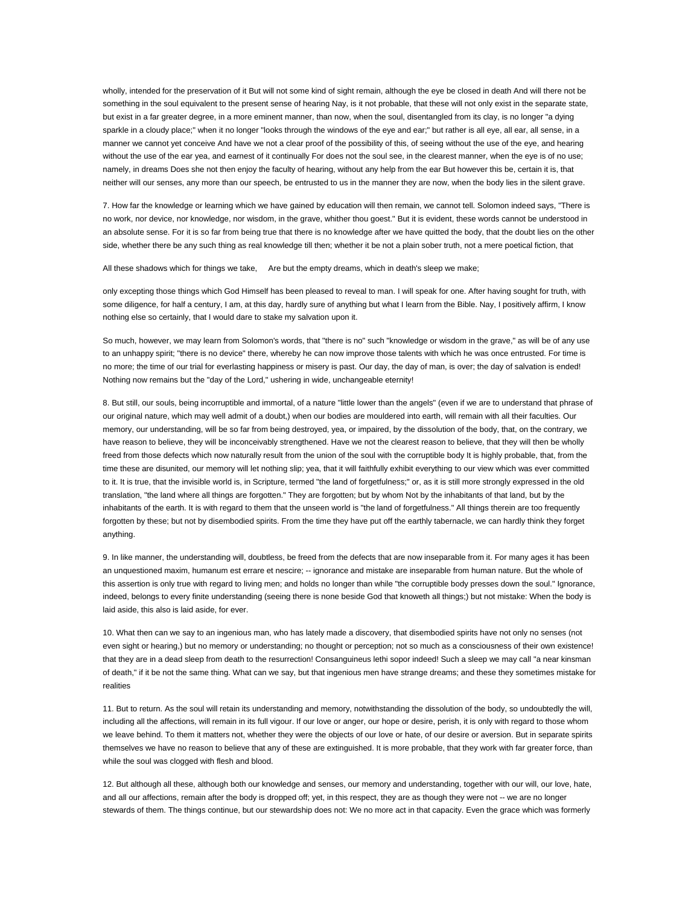wholly, intended for the preservation of it But will not some kind of sight remain, although the eye be closed in death And will there not be something in the soul equivalent to the present sense of hearing Nay, is it not probable, that these will not only exist in the separate state, but exist in a far greater degree, in a more eminent manner, than now, when the soul, disentangled from its clay, is no longer "a dying sparkle in a cloudy place;" when it no longer "looks through the windows of the eye and ear;" but rather is all eye, all ear, all sense, in a manner we cannot yet conceive And have we not a clear proof of the possibility of this, of seeing without the use of the eye, and hearing without the use of the ear yea, and earnest of it continually For does not the soul see, in the clearest manner, when the eye is of no use; namely, in dreams Does she not then enjoy the faculty of hearing, without any help from the ear But however this be, certain it is, that neither will our senses, any more than our speech, be entrusted to us in the manner they are now, when the body lies in the silent grave.

7. How far the knowledge or learning which we have gained by education will then remain, we cannot tell. Solomon indeed says, "There is no work, nor device, nor knowledge, nor wisdom, in the grave, whither thou goest." But it is evident, these words cannot be understood in an absolute sense. For it is so far from being true that there is no knowledge after we have quitted the body, that the doubt lies on the other side, whether there be any such thing as real knowledge till then; whether it be not a plain sober truth, not a mere poetical fiction, that

All these shadows which for things we take, Are but the empty dreams, which in death's sleep we make;

only excepting those things which God Himself has been pleased to reveal to man. I will speak for one. After having sought for truth, with some diligence, for half a century, I am, at this day, hardly sure of anything but what I learn from the Bible. Nay, I positively affirm, I know nothing else so certainly, that I would dare to stake my salvation upon it.

So much, however, we may learn from Solomon's words, that "there is no" such "knowledge or wisdom in the grave," as will be of any use to an unhappy spirit; "there is no device" there, whereby he can now improve those talents with which he was once entrusted. For time is no more; the time of our trial for everlasting happiness or misery is past. Our day, the day of man, is over; the day of salvation is ended! Nothing now remains but the "day of the Lord," ushering in wide, unchangeable eternity!

8. But still, our souls, being incorruptible and immortal, of a nature "little lower than the angels" (even if we are to understand that phrase of our original nature, which may well admit of a doubt,) when our bodies are mouldered into earth, will remain with all their faculties. Our memory, our understanding, will be so far from being destroyed, yea, or impaired, by the dissolution of the body, that, on the contrary, we have reason to believe, they will be inconceivably strengthened. Have we not the clearest reason to believe, that they will then be wholly freed from those defects which now naturally result from the union of the soul with the corruptible body It is highly probable, that, from the time these are disunited, our memory will let nothing slip; yea, that it will faithfully exhibit everything to our view which was ever committed to it. It is true, that the invisible world is, in Scripture, termed "the land of forgetfulness;" or, as it is still more strongly expressed in the old translation, "the land where all things are forgotten." They are forgotten; but by whom Not by the inhabitants of that land, but by the inhabitants of the earth. It is with regard to them that the unseen world is "the land of forgetfulness." All things therein are too frequently forgotten by these; but not by disembodied spirits. From the time they have put off the earthly tabernacle, we can hardly think they forget anything.

9. In like manner, the understanding will, doubtless, be freed from the defects that are now inseparable from it. For many ages it has been an unquestioned maxim, humanum est errare et nescire; -- ignorance and mistake are inseparable from human nature. But the whole of this assertion is only true with regard to living men; and holds no longer than while "the corruptible body presses down the soul." Ignorance, indeed, belongs to every finite understanding (seeing there is none beside God that knoweth all things;) but not mistake: When the body is laid aside, this also is laid aside, for ever.

10. What then can we say to an ingenious man, who has lately made a discovery, that disembodied spirits have not only no senses (not even sight or hearing,) but no memory or understanding; no thought or perception; not so much as a consciousness of their own existence! that they are in a dead sleep from death to the resurrection! Consanguineus lethi sopor indeed! Such a sleep we may call "a near kinsman of death," if it be not the same thing. What can we say, but that ingenious men have strange dreams; and these they sometimes mistake for realities

11. But to return. As the soul will retain its understanding and memory, notwithstanding the dissolution of the body, so undoubtedly the will, including all the affections, will remain in its full vigour. If our love or anger, our hope or desire, perish, it is only with regard to those whom we leave behind. To them it matters not, whether they were the objects of our love or hate, of our desire or aversion. But in separate spirits themselves we have no reason to believe that any of these are extinguished. It is more probable, that they work with far greater force, than while the soul was clogged with flesh and blood.

12. But although all these, although both our knowledge and senses, our memory and understanding, together with our will, our love, hate, and all our affections, remain after the body is dropped off; yet, in this respect, they are as though they were not -- we are no longer stewards of them. The things continue, but our stewardship does not: We no more act in that capacity. Even the grace which was formerly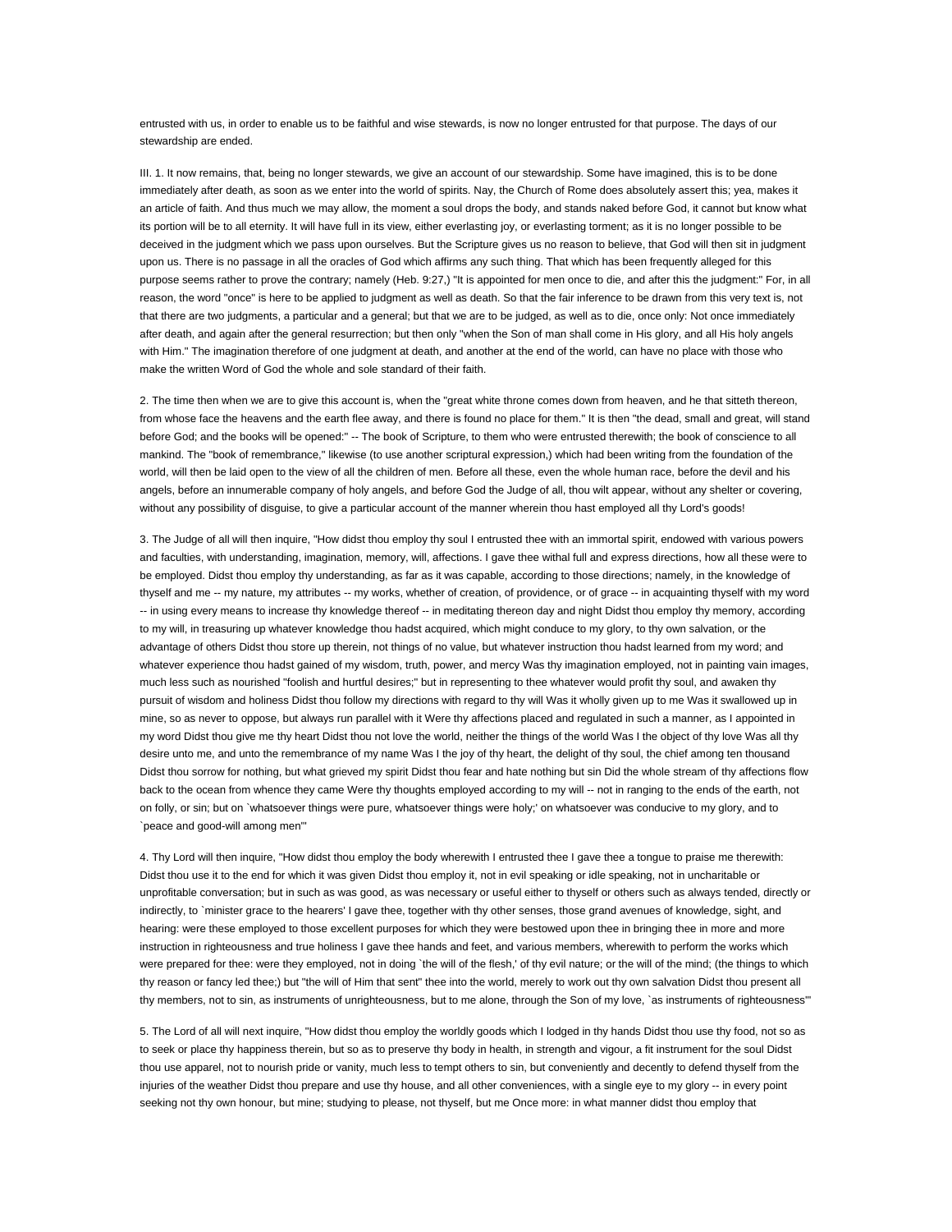entrusted with us, in order to enable us to be faithful and wise stewards, is now no longer entrusted for that purpose. The days of our stewardship are ended.

III. 1. It now remains, that, being no longer stewards, we give an account of our stewardship. Some have imagined, this is to be done immediately after death, as soon as we enter into the world of spirits. Nay, the Church of Rome does absolutely assert this; yea, makes it an article of faith. And thus much we may allow, the moment a soul drops the body, and stands naked before God, it cannot but know what its portion will be to all eternity. It will have full in its view, either everlasting joy, or everlasting torment; as it is no longer possible to be deceived in the judgment which we pass upon ourselves. But the Scripture gives us no reason to believe, that God will then sit in judgment upon us. There is no passage in all the oracles of God which affirms any such thing. That which has been frequently alleged for this purpose seems rather to prove the contrary; namely (Heb. 9:27,) "It is appointed for men once to die, and after this the judgment:" For, in all reason, the word "once" is here to be applied to judgment as well as death. So that the fair inference to be drawn from this very text is, not that there are two judgments, a particular and a general; but that we are to be judged, as well as to die, once only: Not once immediately after death, and again after the general resurrection; but then only "when the Son of man shall come in His glory, and all His holy angels with Him." The imagination therefore of one judgment at death, and another at the end of the world, can have no place with those who make the written Word of God the whole and sole standard of their faith.

2. The time then when we are to give this account is, when the "great white throne comes down from heaven, and he that sitteth thereon, from whose face the heavens and the earth flee away, and there is found no place for them." It is then "the dead, small and great, will stand before God; and the books will be opened:" -- The book of Scripture, to them who were entrusted therewith; the book of conscience to all mankind. The "book of remembrance," likewise (to use another scriptural expression,) which had been writing from the foundation of the world, will then be laid open to the view of all the children of men. Before all these, even the whole human race, before the devil and his angels, before an innumerable company of holy angels, and before God the Judge of all, thou wilt appear, without any shelter or covering, without any possibility of disguise, to give a particular account of the manner wherein thou hast employed all thy Lord's goods!

3. The Judge of all will then inquire, "How didst thou employ thy soul I entrusted thee with an immortal spirit, endowed with various powers and faculties, with understanding, imagination, memory, will, affections. I gave thee withal full and express directions, how all these were to be employed. Didst thou employ thy understanding, as far as it was capable, according to those directions; namely, in the knowledge of thyself and me -- my nature, my attributes -- my works, whether of creation, of providence, or of grace -- in acquainting thyself with my word -- in using every means to increase thy knowledge thereof -- in meditating thereon day and night Didst thou employ thy memory, according to my will, in treasuring up whatever knowledge thou hadst acquired, which might conduce to my glory, to thy own salvation, or the advantage of others Didst thou store up therein, not things of no value, but whatever instruction thou hadst learned from my word; and whatever experience thou hadst gained of my wisdom, truth, power, and mercy Was thy imagination employed, not in painting vain images, much less such as nourished "foolish and hurtful desires;" but in representing to thee whatever would profit thy soul, and awaken thy pursuit of wisdom and holiness Didst thou follow my directions with regard to thy will Was it wholly given up to me Was it swallowed up in mine, so as never to oppose, but always run parallel with it Were thy affections placed and regulated in such a manner, as I appointed in my word Didst thou give me thy heart Didst thou not love the world, neither the things of the world Was I the object of thy love Was all thy desire unto me, and unto the remembrance of my name Was I the joy of thy heart, the delight of thy soul, the chief among ten thousand Didst thou sorrow for nothing, but what grieved my spirit Didst thou fear and hate nothing but sin Did the whole stream of thy affections flow back to the ocean from whence they came Were thy thoughts employed according to my will -- not in ranging to the ends of the earth, not on folly, or sin; but on `whatsoever things were pure, whatsoever things were holy;' on whatsoever was conducive to my glory, and to `peace and good-will among men'"

4. Thy Lord will then inquire, "How didst thou employ the body wherewith I entrusted thee I gave thee a tongue to praise me therewith: Didst thou use it to the end for which it was given Didst thou employ it, not in evil speaking or idle speaking, not in uncharitable or unprofitable conversation; but in such as was good, as was necessary or useful either to thyself or others such as always tended, directly or indirectly, to `minister grace to the hearers' I gave thee, together with thy other senses, those grand avenues of knowledge, sight, and hearing: were these employed to those excellent purposes for which they were bestowed upon thee in bringing thee in more and more instruction in righteousness and true holiness I gave thee hands and feet, and various members, wherewith to perform the works which were prepared for thee: were they employed, not in doing `the will of the flesh,' of thy evil nature; or the will of the mind; (the things to which thy reason or fancy led thee;) but "the will of Him that sent" thee into the world, merely to work out thy own salvation Didst thou present all thy members, not to sin, as instruments of unrighteousness, but to me alone, through the Son of my love, `as instruments of righteousness'"

5. The Lord of all will next inquire, "How didst thou employ the worldly goods which I lodged in thy hands Didst thou use thy food, not so as to seek or place thy happiness therein, but so as to preserve thy body in health, in strength and vigour, a fit instrument for the soul Didst thou use apparel, not to nourish pride or vanity, much less to tempt others to sin, but conveniently and decently to defend thyself from the injuries of the weather Didst thou prepare and use thy house, and all other conveniences, with a single eye to my glory -- in every point seeking not thy own honour, but mine; studying to please, not thyself, but me Once more: in what manner didst thou employ that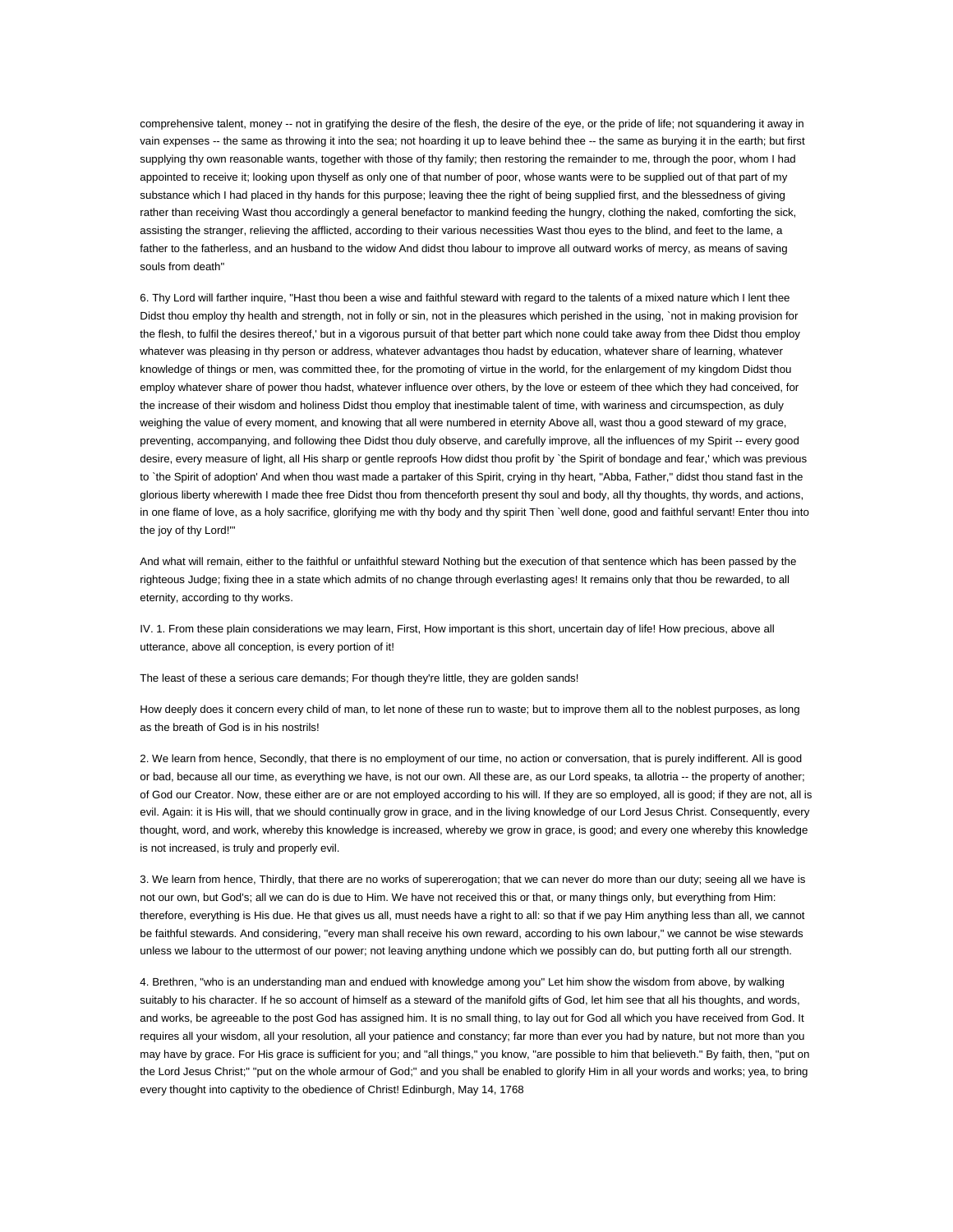comprehensive talent, money -- not in gratifying the desire of the flesh, the desire of the eye, or the pride of life; not squandering it away in vain expenses -- the same as throwing it into the sea; not hoarding it up to leave behind thee -- the same as burying it in the earth; but first supplying thy own reasonable wants, together with those of thy family; then restoring the remainder to me, through the poor, whom I had appointed to receive it; looking upon thyself as only one of that number of poor, whose wants were to be supplied out of that part of my substance which I had placed in thy hands for this purpose; leaving thee the right of being supplied first, and the blessedness of giving rather than receiving Wast thou accordingly a general benefactor to mankind feeding the hungry, clothing the naked, comforting the sick, assisting the stranger, relieving the afflicted, according to their various necessities Wast thou eyes to the blind, and feet to the lame, a father to the fatherless, and an husband to the widow And didst thou labour to improve all outward works of mercy, as means of saving souls from death"

6. Thy Lord will farther inquire, "Hast thou been a wise and faithful steward with regard to the talents of a mixed nature which I lent thee Didst thou employ thy health and strength, not in folly or sin, not in the pleasures which perished in the using, `not in making provision for the flesh, to fulfil the desires thereof,' but in a vigorous pursuit of that better part which none could take away from thee Didst thou employ whatever was pleasing in thy person or address, whatever advantages thou hadst by education, whatever share of learning, whatever knowledge of things or men, was committed thee, for the promoting of virtue in the world, for the enlargement of my kingdom Didst thou employ whatever share of power thou hadst, whatever influence over others, by the love or esteem of thee which they had conceived, for the increase of their wisdom and holiness Didst thou employ that inestimable talent of time, with wariness and circumspection, as duly weighing the value of every moment, and knowing that all were numbered in eternity Above all, wast thou a good steward of my grace, preventing, accompanying, and following thee Didst thou duly observe, and carefully improve, all the influences of my Spirit -- every good desire, every measure of light, all His sharp or gentle reproofs How didst thou profit by `the Spirit of bondage and fear,' which was previous to `the Spirit of adoption' And when thou wast made a partaker of this Spirit, crying in thy heart, "Abba, Father," didst thou stand fast in the glorious liberty wherewith I made thee free Didst thou from thenceforth present thy soul and body, all thy thoughts, thy words, and actions, in one flame of love, as a holy sacrifice, glorifying me with thy body and thy spirit Then `well done, good and faithful servant! Enter thou into the joy of thy Lord!'"

And what will remain, either to the faithful or unfaithful steward Nothing but the execution of that sentence which has been passed by the righteous Judge; fixing thee in a state which admits of no change through everlasting ages! It remains only that thou be rewarded, to all eternity, according to thy works.

IV. 1. From these plain considerations we may learn, First, How important is this short, uncertain day of life! How precious, above all utterance, above all conception, is every portion of it!

The least of these a serious care demands; For though they're little, they are golden sands!

How deeply does it concern every child of man, to let none of these run to waste; but to improve them all to the noblest purposes, as long as the breath of God is in his nostrils!

2. We learn from hence, Secondly, that there is no employment of our time, no action or conversation, that is purely indifferent. All is good or bad, because all our time, as everything we have, is not our own. All these are, as our Lord speaks, ta allotria -- the property of another; of God our Creator. Now, these either are or are not employed according to his will. If they are so employed, all is good; if they are not, all is evil. Again: it is His will, that we should continually grow in grace, and in the living knowledge of our Lord Jesus Christ. Consequently, every thought, word, and work, whereby this knowledge is increased, whereby we grow in grace, is good; and every one whereby this knowledge is not increased, is truly and properly evil.

3. We learn from hence, Thirdly, that there are no works of supererogation; that we can never do more than our duty; seeing all we have is not our own, but God's; all we can do is due to Him. We have not received this or that, or many things only, but everything from Him: therefore, everything is His due. He that gives us all, must needs have a right to all: so that if we pay Him anything less than all, we cannot be faithful stewards. And considering, "every man shall receive his own reward, according to his own labour," we cannot be wise stewards unless we labour to the uttermost of our power; not leaving anything undone which we possibly can do, but putting forth all our strength.

4. Brethren, "who is an understanding man and endued with knowledge among you" Let him show the wisdom from above, by walking suitably to his character. If he so account of himself as a steward of the manifold gifts of God, let him see that all his thoughts, and words, and works, be agreeable to the post God has assigned him. It is no small thing, to lay out for God all which you have received from God. It requires all your wisdom, all your resolution, all your patience and constancy; far more than ever you had by nature, but not more than you may have by grace. For His grace is sufficient for you; and "all things," you know, "are possible to him that believeth." By faith, then, "put on the Lord Jesus Christ;" "put on the whole armour of God;" and you shall be enabled to glorify Him in all your words and works; yea, to bring every thought into captivity to the obedience of Christ! Edinburgh, May 14, 1768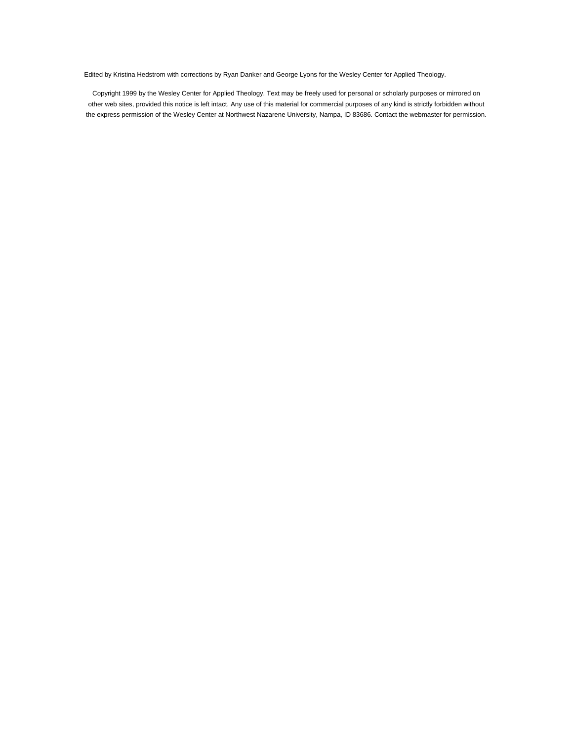Edited by Kristina Hedstrom with corrections by Ryan Danker and George Lyons for the Wesley Center for Applied Theology.

Copyright 1999 by the Wesley Center for Applied Theology. Text may be freely used for personal or scholarly purposes or mirrored on other web sites, provided this notice is left intact. Any use of this material for commercial purposes of any kind is strictly forbidden without the express permission of the Wesley Center at Northwest Nazarene University, Nampa, ID 83686. Contact the webmaster for permission.